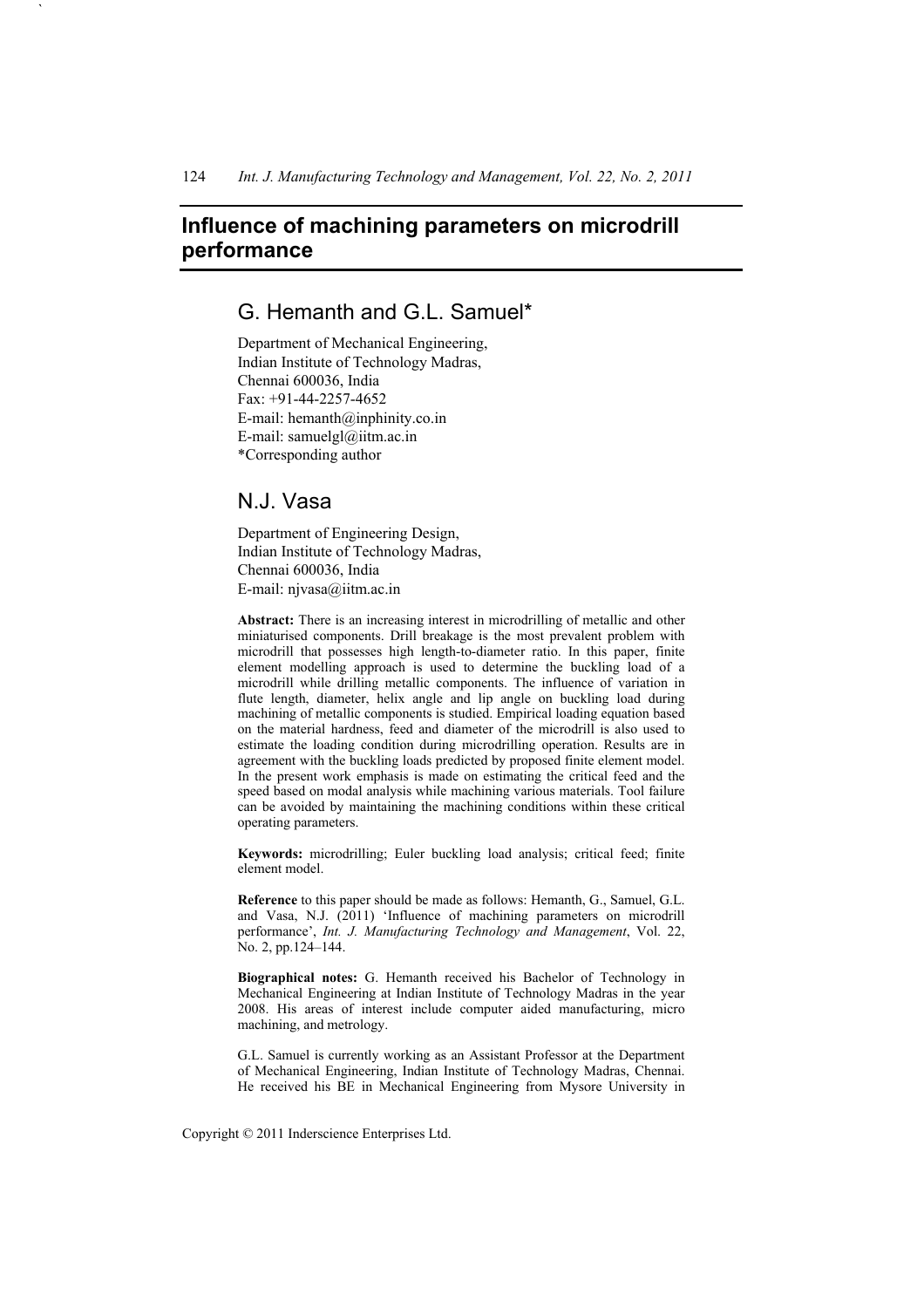# Influence of machining parameters on microdrill performance

## G. Hemanth and G.L. Samuel*

Department of Mechanical Engineering,
Indian Institute of Technology Madras,
Chennai 600036, India
Fax: +91-44-2257-4652
E-mail: hemanth@inphinity.co.in
E-mail: samuelgl@iitm.ac.in
*Corresponding author

## N.J. Vasa

Department of Engineering Design,
Indian Institute of Technology Madras,
Chennai 600036, India
E-mail: njvasa@iitm.ac.in

**Abstract:** There is an increasing interest in microdrilling of metallic and other miniaturised components. Drill breakage is the most prevalent problem with microdrill that possesses high length-to-diameter ratio. In this paper, finite element modelling approach is used to determine the buckling load of a microdrill while drilling metallic components. The influence of variation in flute length, diameter, helix angle and lip angle on buckling load during machining of metallic components is studied. Empirical loading equation based on the material hardness, feed and diameter of the microdrill is also used to estimate the loading condition during microdrilling operation. Results are in agreement with the buckling loads predicted by proposed finite element model. In the present work emphasis is made on estimating the critical feed and the speed based on modal analysis while machining various materials. Tool failure can be avoided by maintaining the machining conditions within these critical operating parameters.

**Keywords:** microdrilling; Euler buckling load analysis; critical feed; finite element model.

**Reference** to this paper should be made as follows: Hemanth, G., Samuel, G.L. and Vasa, N.J. (2011) 'Influence of machining parameters on microdrill performance', *Int. J. Manufacturing Technology and Management*, Vol. 22, No. 2, pp.124–144.

**Biographical notes:** G. Hemanth received his Bachelor of Technology in Mechanical Engineering at Indian Institute of Technology Madras in the year 2008. His areas of interest include computer aided manufacturing, micro machining, and metrology.

G.L. Samuel is currently working as an Assistant Professor at the Department of Mechanical Engineering, Indian Institute of Technology Madras, Chennai. He received his BE in Mechanical Engineering from Mysore University in

Copyright © 2011 Inderscience Enterprises Ltd.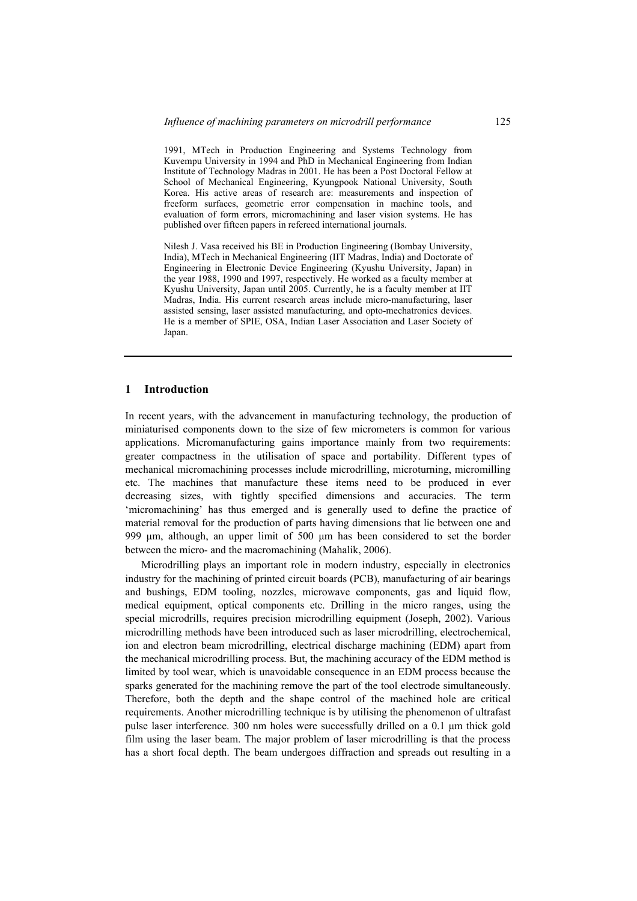1991, MTech in Production Engineering and Systems Technology from Kuvempu University in 1994 and PhD in Mechanical Engineering from Indian Institute of Technology Madras in 2001. He has been a Post Doctoral Fellow at School of Mechanical Engineering, Kyungpook National University, South Korea. His active areas of research are: measurements and inspection of freeform surfaces, geometric error compensation in machine tools, and evaluation of form errors, micromachining and laser vision systems. He has published over fifteen papers in refereed international journals.

Nilesh J. Vasa received his BE in Production Engineering (Bombay University, India), MTech in Mechanical Engineering (IIT Madras, India) and Doctorate of Engineering in Electronic Device Engineering (Kyushu University, Japan) in the year 1988, 1990 and 1997, respectively. He worked as a faculty member at Kyushu University, Japan until 2005. Currently, he is a faculty member at IIT Madras, India. His current research areas include micro-manufacturing, laser assisted sensing, laser assisted manufacturing, and opto-mechatronics devices. He is a member of SPIE, OSA, Indian Laser Association and Laser Society of Japan.

## 1 Introduction

In recent years, with the advancement in manufacturing technology, the production of miniaturised components down to the size of few micrometers is common for various applications. Micromanufacturing gains importance mainly from two requirements: greater compactness in the utilisation of space and portability. Different types of mechanical micromachining processes include microdrilling, microturning, micromilling etc. The machines that manufacture these items need to be produced in ever decreasing sizes, with tightly specified dimensions and accuracies. The term 'micromachining' has thus emerged and is generally used to define the practice of material removal for the production of parts having dimensions that lie between one and 999 µm, although, an upper limit of 500 µm has been considered to set the border between the micro- and the macromachining (Mahalik, 2006).

Microdrilling plays an important role in modern industry, especially in electronics industry for the machining of printed circuit boards (PCB), manufacturing of air bearings and bushings, EDM tooling, nozzles, microwave components, gas and liquid flow, medical equipment, optical components etc. Drilling in the micro ranges, using the special microdrills, requires precision microdrilling equipment (Joseph, 2002). Various microdrilling methods have been introduced such as laser microdrilling, electrochemical, ion and electron beam microdrilling, electrical discharge machining (EDM) apart from the mechanical microdrilling process. But, the machining accuracy of the EDM method is limited by tool wear, which is unavoidable consequence in an EDM process because the sparks generated for the machining remove the part of the tool electrode simultaneously. Therefore, both the depth and the shape control of the machined hole are critical requirements. Another microdrilling technique is by utilising the phenomenon of ultrafast pulse laser interference. 300 nm holes were successfully drilled on a 0.1 µm thick gold film using the laser beam. The major problem of laser microdrilling is that the process has a short focal depth. The beam undergoes diffraction and spreads out resulting in a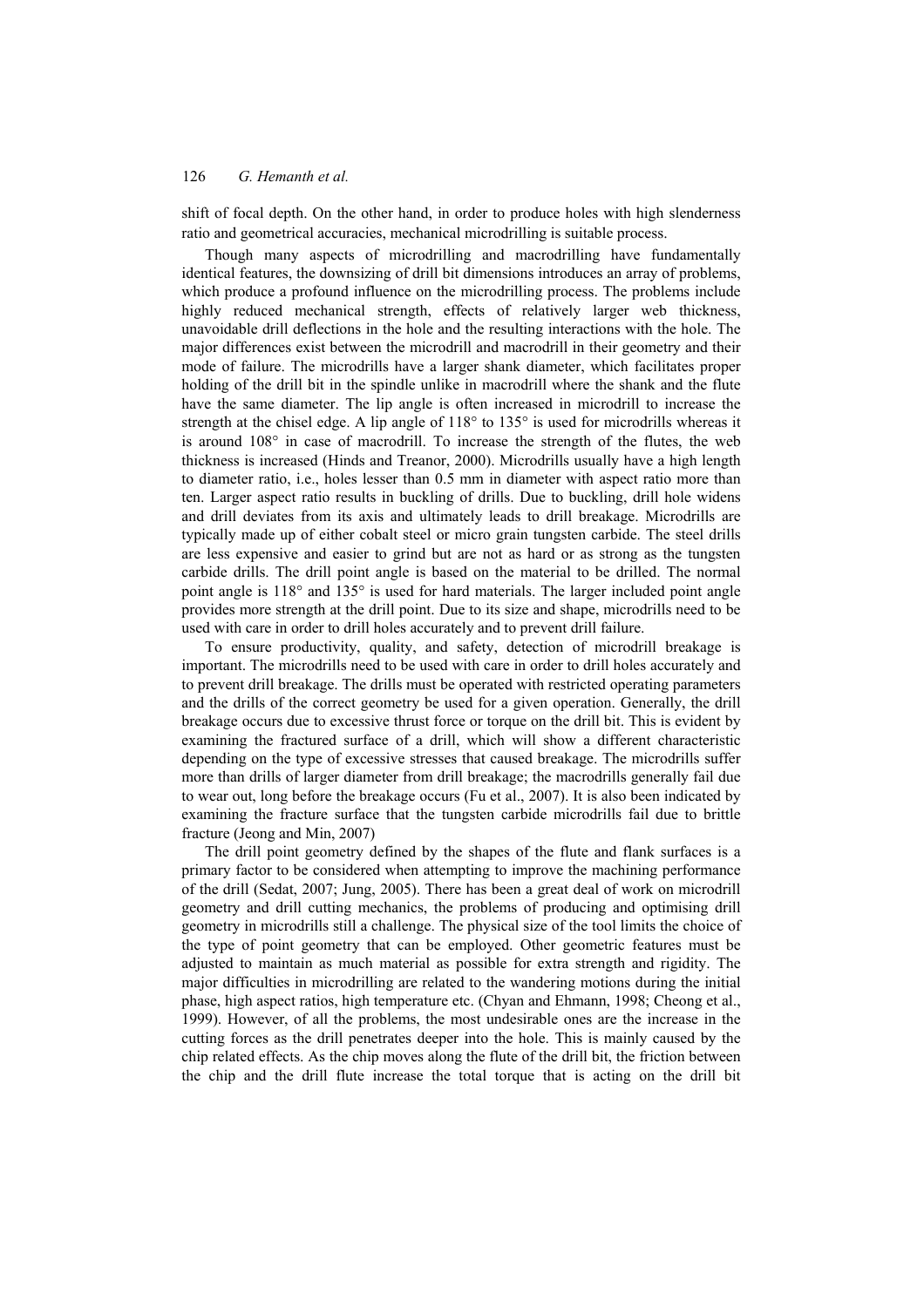shift of focal depth. On the other hand, in order to produce holes with high slenderness ratio and geometrical accuracies, mechanical microdrilling is suitable process.

Though many aspects of microdrilling and macrodrilling have fundamentally identical features, the downsizing of drill bit dimensions introduces an array of problems, which produce a profound influence on the microdrilling process. The problems include highly reduced mechanical strength, effects of relatively larger web thickness, unavoidable drill deflections in the hole and the resulting interactions with the hole. The major differences exist between the microdrill and macrodrill in their geometry and their mode of failure. The microdrills have a larger shank diameter, which facilitates proper holding of the drill bit in the spindle unlike in macrodrill where the shank and the flute have the same diameter. The lip angle is often increased in microdrill to increase the strength at the chisel edge. A lip angle of 118° to 135° is used for microdrills whereas it is around 108° in case of macrodrill. To increase the strength of the flutes, the web thickness is increased (Hinds and Treanor, 2000). Microdrills usually have a high length to diameter ratio, i.e., holes lesser than 0.5 mm in diameter with aspect ratio more than ten. Larger aspect ratio results in buckling of drills. Due to buckling, drill hole widens and drill deviates from its axis and ultimately leads to drill breakage. Microdrills are typically made up of either cobalt steel or micro grain tungsten carbide. The steel drills are less expensive and easier to grind but are not as hard or as strong as the tungsten carbide drills. The drill point angle is based on the material to be drilled. The normal point angle is 118° and 135° is used for hard materials. The larger included point angle provides more strength at the drill point. Due to its size and shape, microdrills need to be used with care in order to drill holes accurately and to prevent drill failure.

To ensure productivity, quality, and safety, detection of microdrill breakage is important. The microdrills need to be used with care in order to drill holes accurately and to prevent drill breakage. The drills must be operated with restricted operating parameters and the drills of the correct geometry be used for a given operation. Generally, the drill breakage occurs due to excessive thrust force or torque on the drill bit. This is evident by examining the fractured surface of a drill, which will show a different characteristic depending on the type of excessive stresses that caused breakage. The microdrills suffer more than drills of larger diameter from drill breakage; the macrodrills generally fail due to wear out, long before the breakage occurs (Fu et al., 2007). It is also been indicated by examining the fracture surface that the tungsten carbide microdrills fail due to brittle fracture (Jeong and Min, 2007)

The drill point geometry defined by the shapes of the flute and flank surfaces is a primary factor to be considered when attempting to improve the machining performance of the drill (Sedat, 2007; Jung, 2005). There has been a great deal of work on microdrill geometry and drill cutting mechanics, the problems of producing and optimising drill geometry in microdrills still a challenge. The physical size of the tool limits the choice of the type of point geometry that can be employed. Other geometric features must be adjusted to maintain as much material as possible for extra strength and rigidity. The major difficulties in microdrilling are related to the wandering motions during the initial phase, high aspect ratios, high temperature etc. (Chyan and Ehmann, 1998; Cheong et al., 1999). However, of all the problems, the most undesirable ones are the increase in the cutting forces as the drill penetrates deeper into the hole. This is mainly caused by the chip related effects. As the chip moves along the flute of the drill bit, the friction between the chip and the drill flute increase the total torque that is acting on the drill bit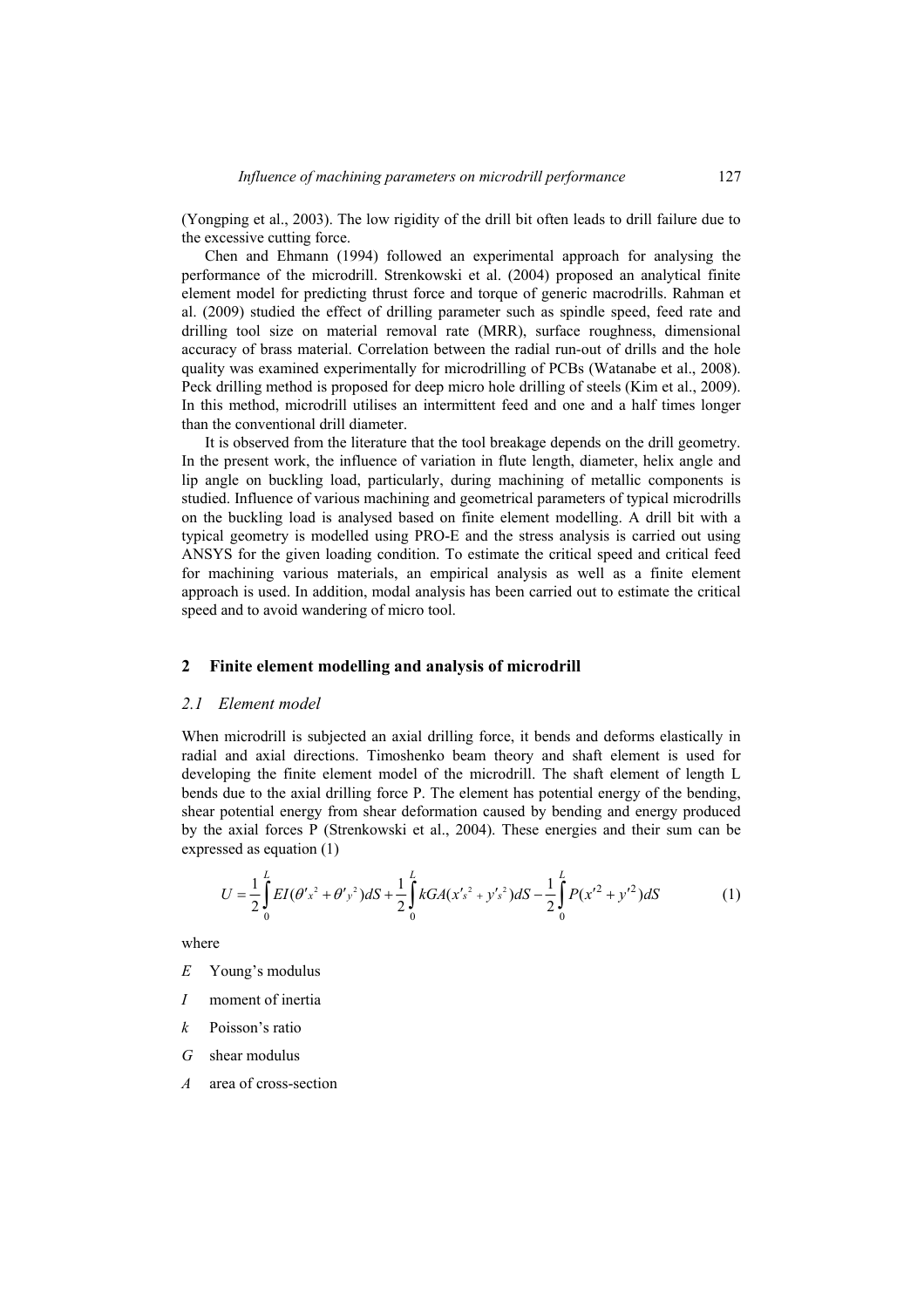(Yongping et al., 2003). The low rigidity of the drill bit often leads to drill failure due to the excessive cutting force.

Chen and Ehmann (1994) followed an experimental approach for analysing the performance of the microdrill. Strenkowski et al. (2004) proposed an analytical finite element model for predicting thrust force and torque of generic macrodrills. Rahman et al. (2009) studied the effect of drilling parameter such as spindle speed, feed rate and drilling tool size on material removal rate (MRR), surface roughness, dimensional accuracy of brass material. Correlation between the radial run-out of drills and the hole quality was examined experimentally for microdrilling of PCBs (Watanabe et al., 2008). Peck drilling method is proposed for deep micro hole drilling of steels (Kim et al., 2009). In this method, microdrill utilises an intermittent feed and one and a half times longer than the conventional drill diameter.

It is observed from the literature that the tool breakage depends on the drill geometry. In the present work, the influence of variation in flute length, diameter, helix angle and lip angle on buckling load, particularly, during machining of metallic components is studied. Influence of various machining and geometrical parameters of typical microdrills on the buckling load is analysed based on finite element modelling. A drill bit with a typical geometry is modelled using PRO-E and the stress analysis is carried out using ANSYS for the given loading condition. To estimate the critical speed and critical feed for machining various materials, an empirical analysis as well as a finite element approach is used. In addition, modal analysis has been carried out to estimate the critical speed and to avoid wandering of micro tool.

## 2 Finite element modelling and analysis of microdrill

### 2.1 Element model

When microdrill is subjected an axial drilling force, it bends and deforms elastically in radial and axial directions. Timoshenko beam theory and shaft element is used for developing the finite element model of the microdrill. The shaft element of length L bends due to the axial drilling force P. The element has potential energy of the bending, shear potential energy from shear deformation caused by bending and energy produced by the axial forces P (Strenkowski et al., 2004). These energies and their sum can be expressed as equation (1)

$$U = \frac{1}{2}\int_0^L EI(\theta'^2_x + \theta'^2_y)dS + \frac{1}{2}\int_0^L kGA(x'^2_s + y'^2_s)dS - \frac{1}{2}\int_0^L P(x'^2 + y'^2)dS \tag{1}$$

where

- $E$ Young's modulus
- $I$ moment of inertia
- $k$ Poisson's ratio
- $G$ shear modulus
- $A$ area of cross-section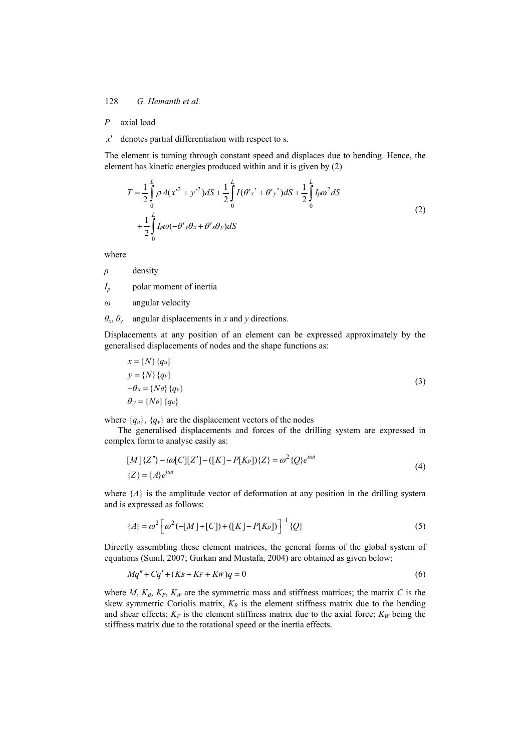$P$ axial load

$x'$ denotes partial differentiation with respect to s.

The element is turning through constant speed and displaces due to bending. Hence, the element has kinetic energies produced within and it is given by (2)

$$T = \frac{1}{2}\int_0^L \rho A(x'^2 + y'^2)dS + \frac{1}{2}\int_0^L I(\theta'^2_x + \theta'^2_y)dS + \frac{1}{2}\int_0^L I_p\omega^2 dS + \frac{1}{2}\int_0^L I_p\omega(-\theta'_y\theta_x + \theta'_x\theta_y)dS \tag{2}$$

where

$\rho$ density

$I_p$ polar moment of inertia

$\omega$ angular velocity

$\theta_x$, $\theta_y$ angular displacements in $x$ and $y$ directions.

Displacements at any position of an element can be expressed approximately by the generalised displacements of nodes and the shape functions as:

$$\begin{aligned} x &= \{N\}\{q_u\} \\ y &= \{N\}\{q_v\} \\ -\theta_x &= \{N\theta\}\{q_v\} \\ \theta_y &= \{N\theta\}\{q_u\} \end{aligned} \tag{3}$$

where $\{q_u\}$, $\{q_v\}$ are the displacement vectors of the nodes

The generalised displacements and forces of the drilling system are expressed in complex form to analyse easily as:

$$\begin{aligned} &[M]\{Z''\} - i\omega[C][Z'] - ([K] - P[K_P])\{Z\} = \omega^2\{Q\}e^{i\omega t} \\ &\{Z\} = \{A\}e^{i\omega t} \end{aligned} \tag{4}$$

where $\{A\}$ is the amplitude vector of deformation at any position in the drilling system and is expressed as follows:

$$\{A\} = \omega^2\left[\omega^2(-[M] + [C]) + ([K] - P[K_P])\right]^{-1}\{Q\} \tag{5}$$

Directly assembling these element matrices, the general forms of the global system of equations (Sunil, 2007; Gurkan and Mustafa, 2004) are obtained as given below;

$$Mq'' + Cq' + (K_B + K_F + K_W)q = 0 \tag{6}$$

where $M$, $K_B$, $K_F$, $K_W$ are the symmetric mass and stiffness matrices; the matrix $C$ is the skew symmetric Coriolis matrix, $K_B$ is the element stiffness matrix due to the bending and shear effects; $K_F$ is the element stiffness matrix due to the axial force; $K_W$ being the stiffness matrix due to the rotational speed or the inertia effects.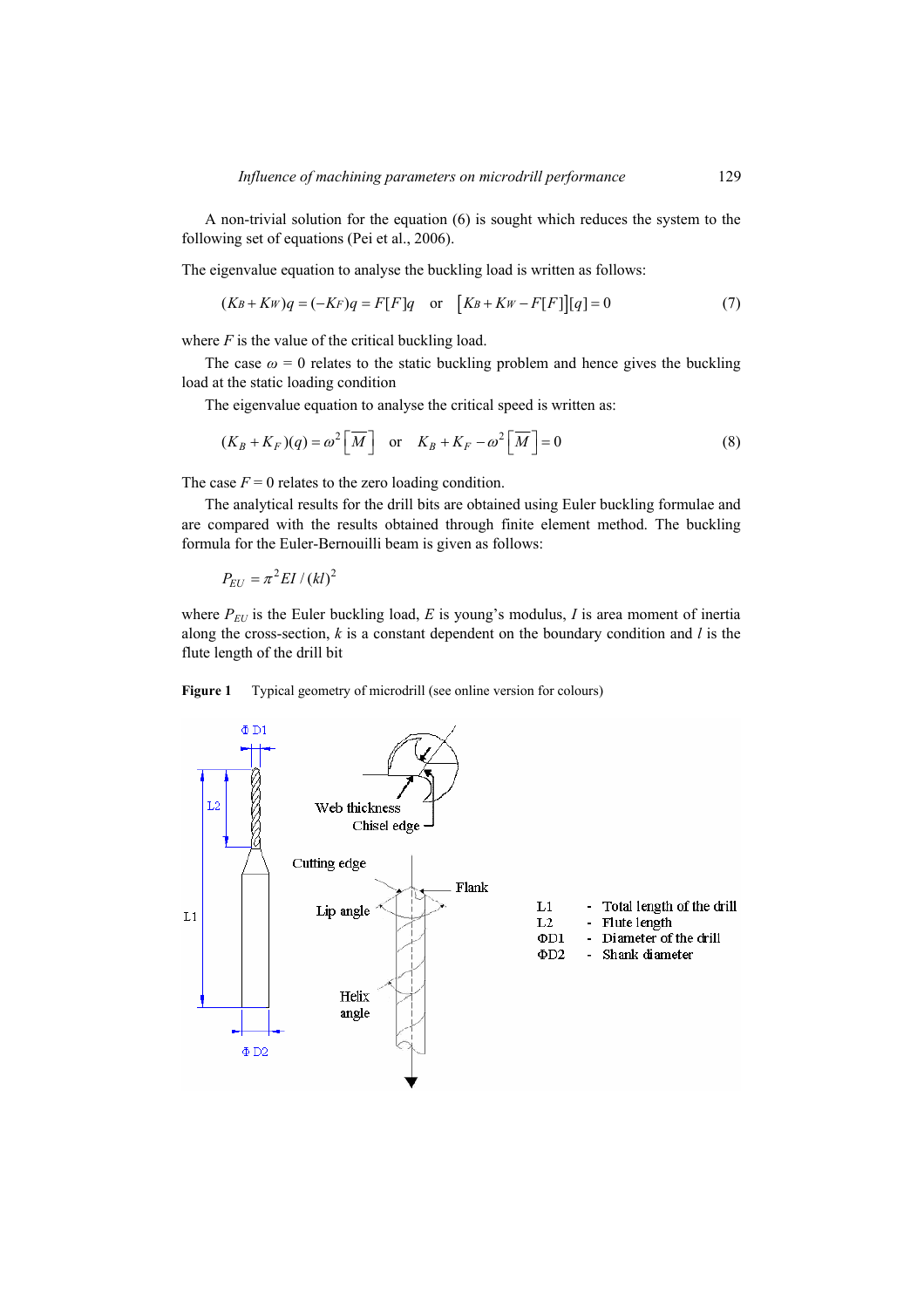A non-trivial solution for the equation (6) is sought which reduces the system to the following set of equations (Pei et al., 2006).

The eigenvalue equation to analyse the buckling load is written as follows:

$$(K_B + K_W)q = (-K_F)q = F[F]q \quad \text{or} \quad \left[K_B + K_W - F[F]\right][q] = 0 \tag{7}$$

where $F$ is the value of the critical buckling load.

The case $\omega = 0$ relates to the static buckling problem and hence gives the buckling load at the static loading condition

The eigenvalue equation to analyse the critical speed is written as:

$$(K_B + K_F)(q) = \omega^2\left[\overline{M}\right] \quad \text{or} \quad K_B + K_F - \omega^2\left[\overline{M}\right] = 0 \tag{8}$$

The case $F = 0$ relates to the zero loading condition.

The analytical results for the drill bits are obtained using Euler buckling formulae and are compared with the results obtained through finite element method. The buckling formula for the Euler-Bernouilli beam is given as follows:

$$P_{EU} = \pi^2 EI / (kl)^2$$

where $P_{EU}$ is the Euler buckling load, $E$ is young's modulus, $I$ is area moment of inertia along the cross-section, $k$ is a constant dependent on the boundary condition and $l$ is the flute length of the drill bit

**Figure 1** Typical geometry of microdrill (see online version for colours)

L1 - Total length of the drill
L2 - Flute length
ΦD1 - Diameter of the drill
ΦD2 - Shank diameter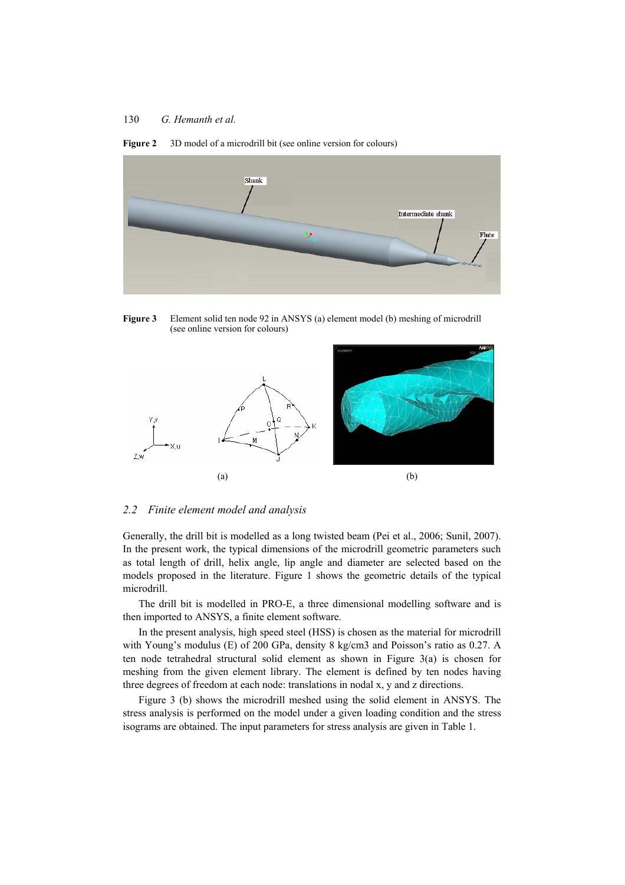**Figure 2** 3D model of a microdrill bit (see online version for colours)

**Figure 3** Element solid ten node 92 in ANSYS (a) element model (b) meshing of microdrill (see online version for colours)

## 2.2 Finite element model and analysis

Generally, the drill bit is modelled as a long twisted beam (Pei et al., 2006; Sunil, 2007). In the present work, the typical dimensions of the microdrill geometric parameters such as total length of drill, helix angle, lip angle and diameter are selected based on the models proposed in the literature. Figure 1 shows the geometric details of the typical microdrill.

The drill bit is modelled in PRO-E, a three dimensional modelling software and is then imported to ANSYS, a finite element software.

In the present analysis, high speed steel (HSS) is chosen as the material for microdrill with Young's modulus (E) of 200 GPa, density 8 kg/cm3 and Poisson's ratio as 0.27. A ten node tetrahedral structural solid element as shown in Figure 3(a) is chosen for meshing from the given element library. The element is defined by ten nodes having three degrees of freedom at each node: translations in nodal x, y and z directions.

Figure 3 (b) shows the microdrill meshed using the solid element in ANSYS. The stress analysis is performed on the model under a given loading condition and the stress isograms are obtained. The input parameters for stress analysis are given in Table 1.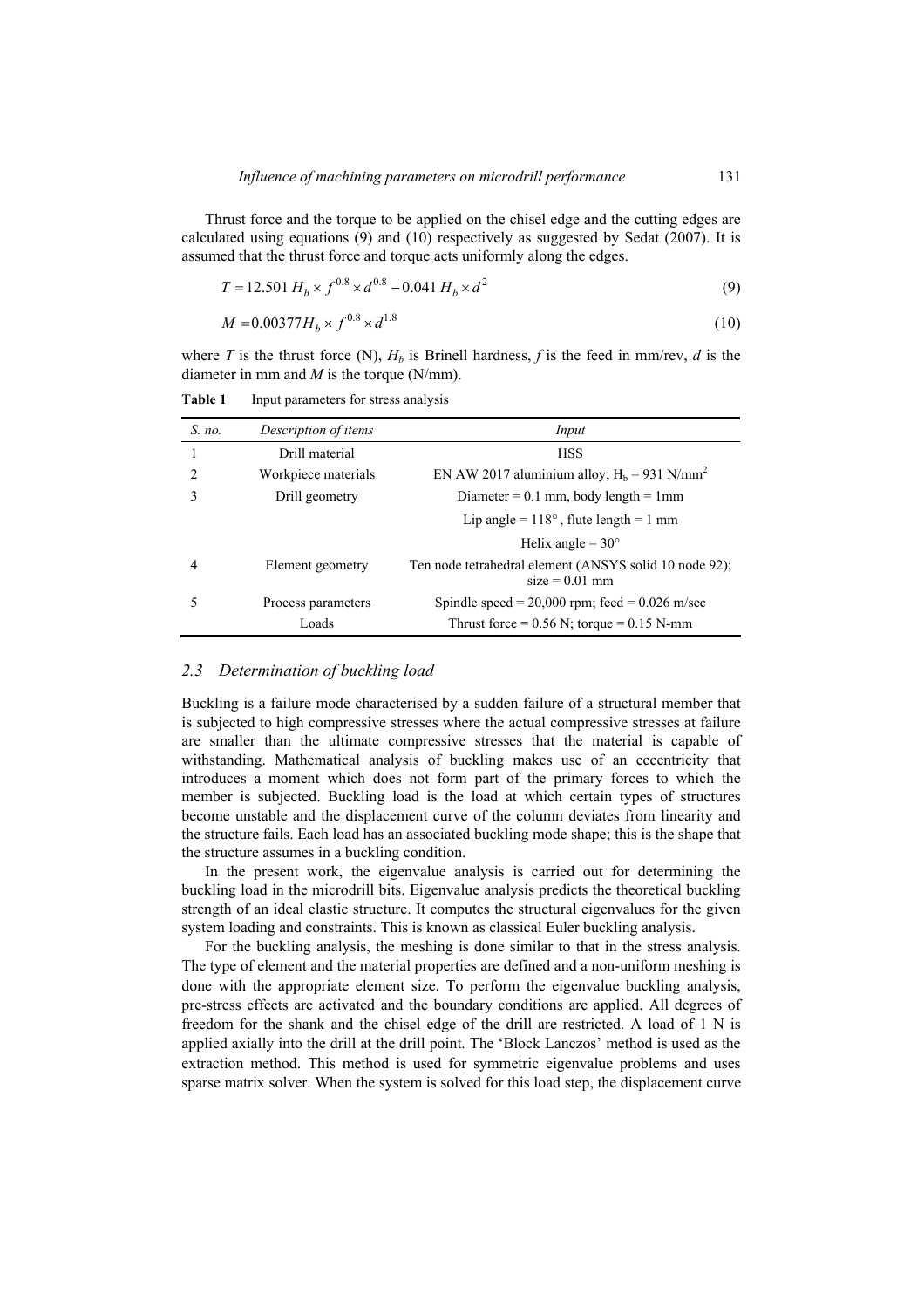Thrust force and the torque to be applied on the chisel edge and the cutting edges are calculated using equations (9) and (10) respectively as suggested by Sedat (2007). It is assumed that the thrust force and torque acts uniformly along the edges.

$$T = 12.501\, H_b \times f^{0.8} \times d^{0.8} - 0.041\, H_b \times d^2 \tag{9}$$

$$M = 0.00377 H_b \times f^{0.8} \times d^{1.8} \tag{10}$$

where $T$ is the thrust force (N), $H_b$ is Brinell hardness, $f$ is the feed in mm/rev, $d$ is the diameter in mm and $M$ is the torque (N/mm).

**Table 1** Input parameters for stress analysis

| *S. no.* | *Description of items* | *Input* |
|---|---|---|
| 1 | Drill material | HSS |
| 2 | Workpiece materials | EN AW 2017 aluminium alloy; $H_b$ = 931 N/mm$^2$ |
| 3 | Drill geometry | Diameter = 0.1 mm, body length = 1mm |
| | | Lip angle = 118°, flute length = 1 mm |
| | | Helix angle = 30° |
| 4 | Element geometry | Ten node tetrahedral element (ANSYS solid 10 node 92); size = 0.01 mm |
| 5 | Process parameters | Spindle speed = 20,000 rpm; feed = 0.026 m/sec |
| | Loads | Thrust force = 0.56 N; torque = 0.15 N-mm |

### 2.3 Determination of buckling load

Buckling is a failure mode characterised by a sudden failure of a structural member that is subjected to high compressive stresses where the actual compressive stresses at failure are smaller than the ultimate compressive stresses that the material is capable of withstanding. Mathematical analysis of buckling makes use of an eccentricity that introduces a moment which does not form part of the primary forces to which the member is subjected. Buckling load is the load at which certain types of structures become unstable and the displacement curve of the column deviates from linearity and the structure fails. Each load has an associated buckling mode shape; this is the shape that the structure assumes in a buckling condition.

In the present work, the eigenvalue analysis is carried out for determining the buckling load in the microdrill bits. Eigenvalue analysis predicts the theoretical buckling strength of an ideal elastic structure. It computes the structural eigenvalues for the given system loading and constraints. This is known as classical Euler buckling analysis.

For the buckling analysis, the meshing is done similar to that in the stress analysis. The type of element and the material properties are defined and a non-uniform meshing is done with the appropriate element size. To perform the eigenvalue buckling analysis, pre-stress effects are activated and the boundary conditions are applied. All degrees of freedom for the shank and the chisel edge of the drill are restricted. A load of 1 N is applied axially into the drill at the drill point. The 'Block Lanczos' method is used as the extraction method. This method is used for symmetric eigenvalue problems and uses sparse matrix solver. When the system is solved for this load step, the displacement curve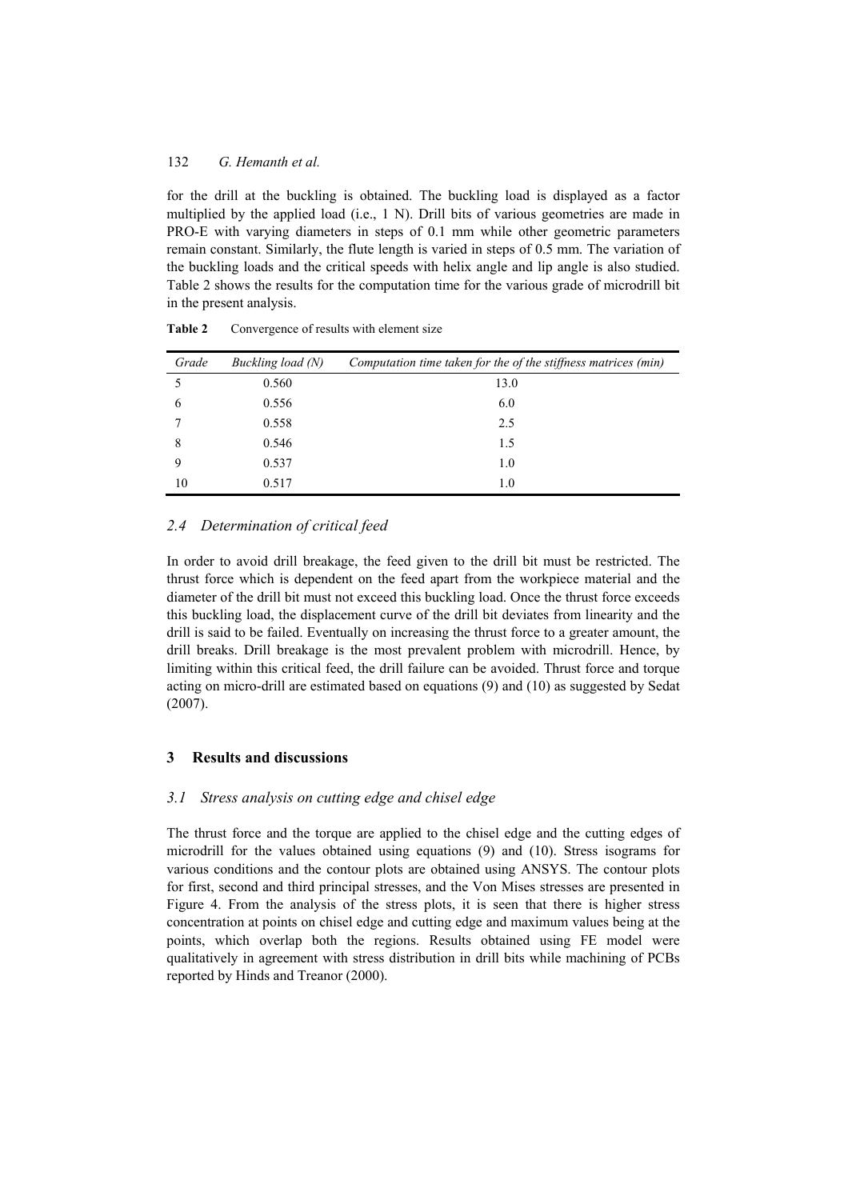for the drill at the buckling is obtained. The buckling load is displayed as a factor multiplied by the applied load (i.e., 1 N). Drill bits of various geometries are made in PRO-E with varying diameters in steps of 0.1 mm while other geometric parameters remain constant. Similarly, the flute length is varied in steps of 0.5 mm. The variation of the buckling loads and the critical speeds with helix angle and lip angle is also studied. Table 2 shows the results for the computation time for the various grade of microdrill bit in the present analysis.

**Table 2** Convergence of results with element size

| *Grade* | *Buckling load (N)* | *Computation time taken for the of the stiffness matrices (min)* |
|---|---|---|
| 5 | 0.560 | 13.0 |
| 6 | 0.556 | 6.0 |
| 7 | 0.558 | 2.5 |
| 8 | 0.546 | 1.5 |
| 9 | 0.537 | 1.0 |
| 10 | 0.517 | 1.0 |

### *2.4 Determination of critical feed*

In order to avoid drill breakage, the feed given to the drill bit must be restricted. The thrust force which is dependent on the feed apart from the workpiece material and the diameter of the drill bit must not exceed this buckling load. Once the thrust force exceeds this buckling load, the displacement curve of the drill bit deviates from linearity and the drill is said to be failed. Eventually on increasing the thrust force to a greater amount, the drill breaks. Drill breakage is the most prevalent problem with microdrill. Hence, by limiting within this critical feed, the drill failure can be avoided. Thrust force and torque acting on micro-drill are estimated based on equations (9) and (10) as suggested by Sedat (2007).

## 3 Results and discussions

### *3.1 Stress analysis on cutting edge and chisel edge*

The thrust force and the torque are applied to the chisel edge and the cutting edges of microdrill for the values obtained using equations (9) and (10). Stress isograms for various conditions and the contour plots are obtained using ANSYS. The contour plots for first, second and third principal stresses, and the Von Mises stresses are presented in Figure 4. From the analysis of the stress plots, it is seen that there is higher stress concentration at points on chisel edge and cutting edge and maximum values being at the points, which overlap both the regions. Results obtained using FE model were qualitatively in agreement with stress distribution in drill bits while machining of PCBs reported by Hinds and Treanor (2000).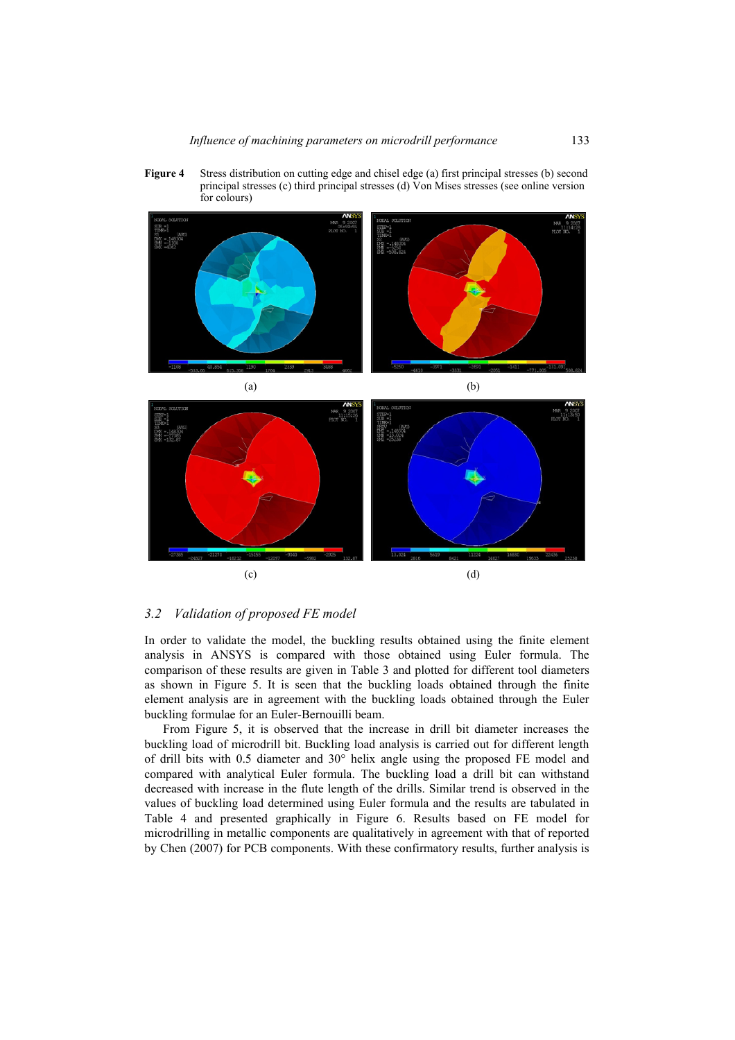**Figure 4** Stress distribution on cutting edge and chisel edge (a) first principal stresses (b) second principal stresses (c) third principal stresses (d) Von Mises stresses (see online version for colours)

(a) (b)

(c) (d)

### 3.2 *Validation of proposed FE model*

In order to validate the model, the buckling results obtained using the finite element analysis in ANSYS is compared with those obtained using Euler formula. The comparison of these results are given in Table 3 and plotted for different tool diameters as shown in Figure 5. It is seen that the buckling loads obtained through the finite element analysis are in agreement with the buckling loads obtained through the Euler buckling formulae for an Euler-Bernouilli beam.

From Figure 5, it is observed that the increase in drill bit diameter increases the buckling load of microdrill bit. Buckling load analysis is carried out for different length of drill bits with 0.5 diameter and 30° helix angle using the proposed FE model and compared with analytical Euler formula. The buckling load a drill bit can withstand decreased with increase in the flute length of the drills. Similar trend is observed in the values of buckling load determined using Euler formula and the results are tabulated in Table 4 and presented graphically in Figure 6. Results based on FE model for microdrilling in metallic components are qualitatively in agreement with that of reported by Chen (2007) for PCB components. With these confirmatory results, further analysis is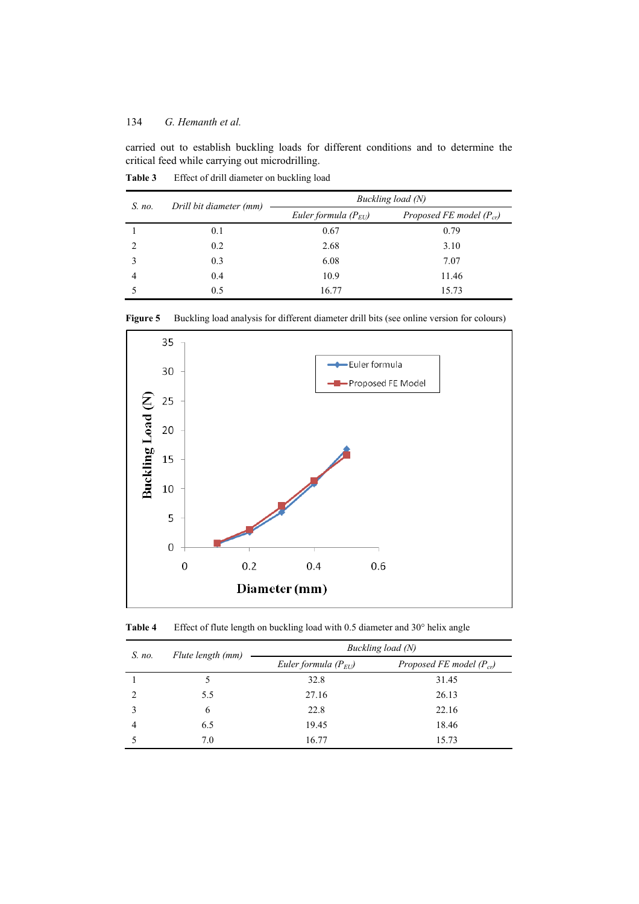carried out to establish buckling loads for different conditions and to determine the critical feed while carrying out microdrilling.

**Table 3** Effect of drill diameter on buckling load

| *S. no.* | *Drill bit diameter (mm)* | *Buckling load (N)* | |
|---|---|---|---|
| | | *Euler formula ($P_{EU}$)* | *Proposed FE model ($P_{cr}$)* |
| 1 | 0.1 | 0.67 | 0.79 |
| 2 | 0.2 | 2.68 | 3.10 |
| 3 | 0.3 | 6.08 | 7.07 |
| 4 | 0.4 | 10.9 | 11.46 |
| 5 | 0.5 | 16.77 | 15.73 |

**Figure 5** Buckling load analysis for different diameter drill bits (see online version for colours)

**Table 4** Effect of flute length on buckling load with 0.5 diameter and 30° helix angle

| *S. no.* | *Flute length (mm)* | *Buckling load (N)* | |
|---|---|---|---|
| | | *Euler formula ($P_{EU}$)* | *Proposed FE model ($P_{cr}$)* |
| 1 | 5 | 32.8 | 31.45 |
| 2 | 5.5 | 27.16 | 26.13 |
| 3 | 6 | 22.8 | 22.16 |
| 4 | 6.5 | 19.45 | 18.46 |
| 5 | 7.0 | 16.77 | 15.73 |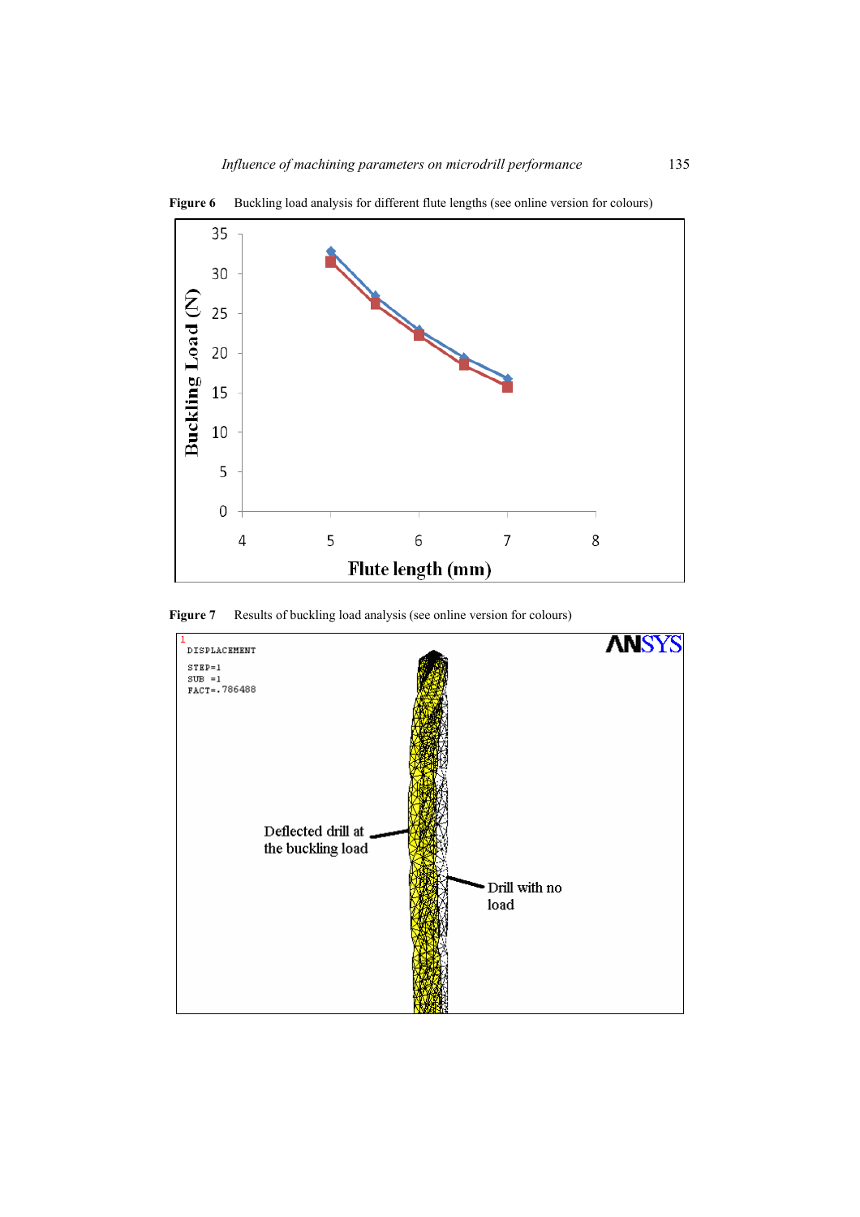**Figure 6** Buckling load analysis for different flute lengths (see online version for colours)

**Figure 7** Results of buckling load analysis (see online version for colours)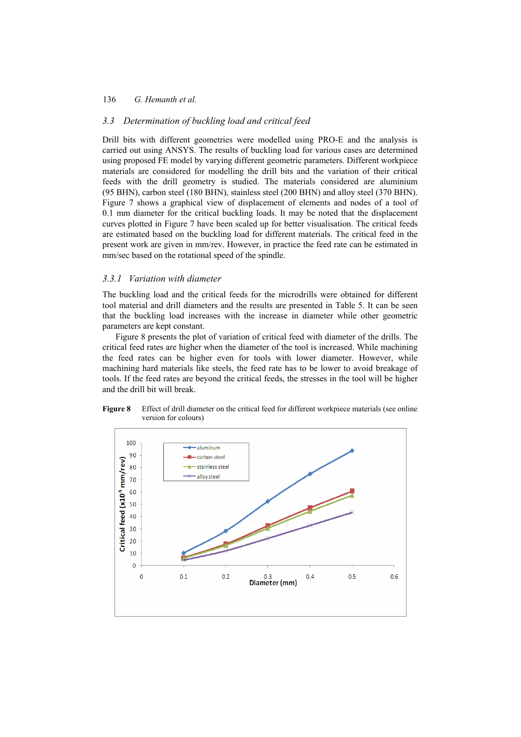### 3.3 Determination of buckling load and critical feed

Drill bits with different geometries were modelled using PRO-E and the analysis is carried out using ANSYS. The results of buckling load for various cases are determined using proposed FE model by varying different geometric parameters. Different workpiece materials are considered for modelling the drill bits and the variation of their critical feeds with the drill geometry is studied. The materials considered are aluminium (95 BHN), carbon steel (180 BHN), stainless steel (200 BHN) and alloy steel (370 BHN). Figure 7 shows a graphical view of displacement of elements and nodes of a tool of 0.1 mm diameter for the critical buckling loads. It may be noted that the displacement curves plotted in Figure 7 have been scaled up for better visualisation. The critical feeds are estimated based on the buckling load for different materials. The critical feed in the present work are given in mm/rev. However, in practice the feed rate can be estimated in mm/sec based on the rotational speed of the spindle.

#### 3.3.1 Variation with diameter

The buckling load and the critical feeds for the microdrills were obtained for different tool material and drill diameters and the results are presented in Table 5. It can be seen that the buckling load increases with the increase in diameter while other geometric parameters are kept constant.

Figure 8 presents the plot of variation of critical feed with diameter of the drills. The critical feed rates are higher when the diameter of the tool is increased. While machining the feed rates can be higher even for tools with lower diameter. However, while machining hard materials like steels, the feed rate has to be lower to avoid breakage of tools. If the feed rates are beyond the critical feeds, the stresses in the tool will be higher and the drill bit will break.

**Figure 8** Effect of drill diameter on the critical feed for different workpiece materials (see online version for colours)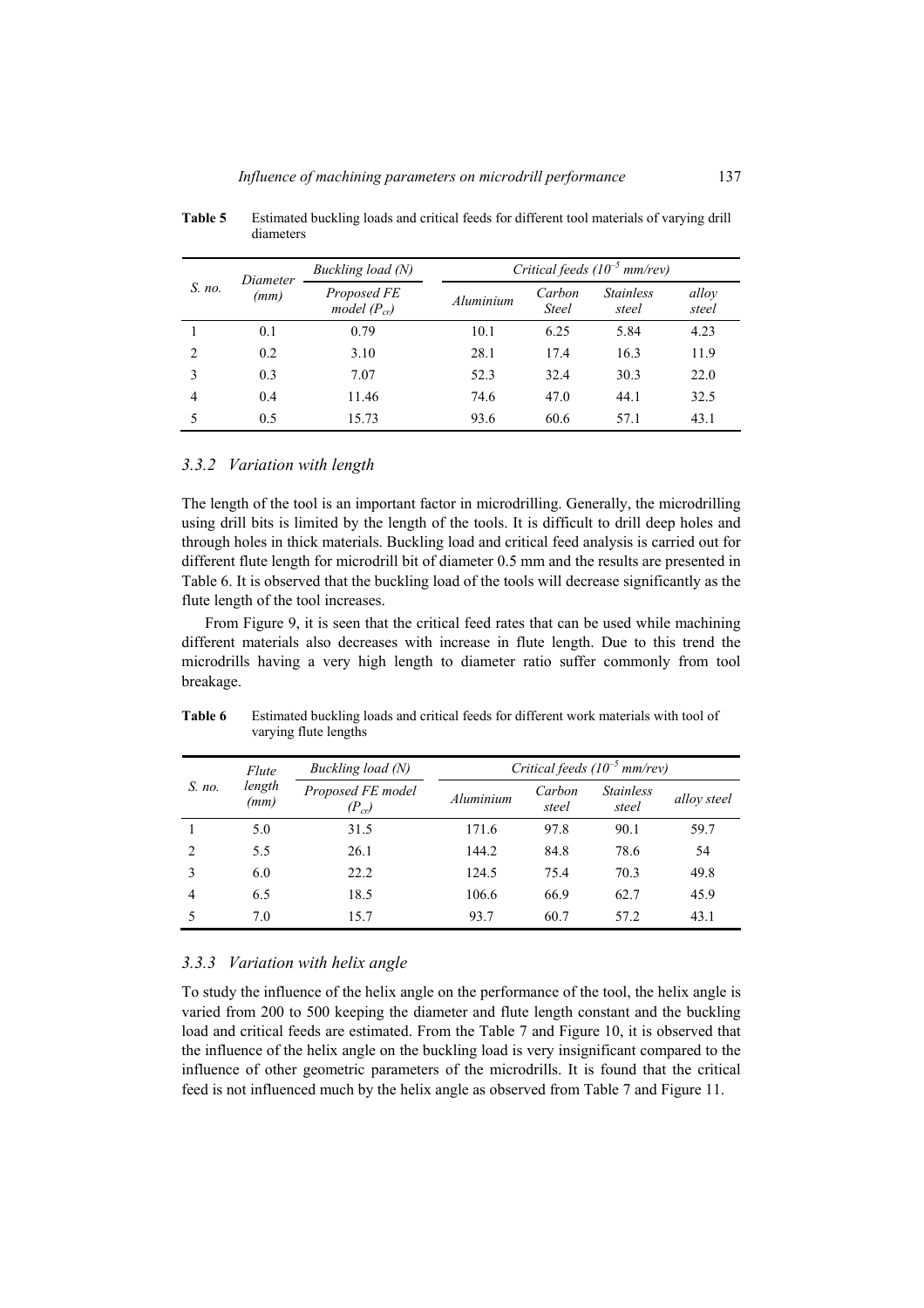**Table 5** Estimated buckling loads and critical feeds for different tool materials of varying drill diameters

| S. no. | Diameter (mm) | Buckling load (N) | Critical feeds ($10^{-5}$ mm/rev) | | | |
|---|---|---|---|---|---|---|
| | | Proposed FE model ($P_{cr}$) | Aluminium | Carbon Steel | Stainless steel | alloy steel |
| 1 | 0.1 | 0.79 | 10.1 | 6.25 | 5.84 | 4.23 |
| 2 | 0.2 | 3.10 | 28.1 | 17.4 | 16.3 | 11.9 |
| 3 | 0.3 | 7.07 | 52.3 | 32.4 | 30.3 | 22.0 |
| 4 | 0.4 | 11.46 | 74.6 | 47.0 | 44.1 | 32.5 |
| 5 | 0.5 | 15.73 | 93.6 | 60.6 | 57.1 | 43.1 |

### 3.3.2 Variation with length

The length of the tool is an important factor in microdrilling. Generally, the microdrilling using drill bits is limited by the length of the tools. It is difficult to drill deep holes and through holes in thick materials. Buckling load and critical feed analysis is carried out for different flute length for microdrill bit of diameter 0.5 mm and the results are presented in Table 6. It is observed that the buckling load of the tools will decrease significantly as the flute length of the tool increases.

From Figure 9, it is seen that the critical feed rates that can be used while machining different materials also decreases with increase in flute length. Due to this trend the microdrills having a very high length to diameter ratio suffer commonly from tool breakage.

**Table 6** Estimated buckling loads and critical feeds for different work materials with tool of varying flute lengths

| S. no. | Flute length (mm) | Buckling load (N) | Critical feeds ($10^{-5}$ mm/rev) | | | |
|---|---|---|---|---|---|---|
| | | Proposed FE model ($P_{cr}$) | Aluminium | Carbon steel | Stainless steel | alloy steel |
| 1 | 5.0 | 31.5 | 171.6 | 97.8 | 90.1 | 59.7 |
| 2 | 5.5 | 26.1 | 144.2 | 84.8 | 78.6 | 54 |
| 3 | 6.0 | 22.2 | 124.5 | 75.4 | 70.3 | 49.8 |
| 4 | 6.5 | 18.5 | 106.6 | 66.9 | 62.7 | 45.9 |
| 5 | 7.0 | 15.7 | 93.7 | 60.7 | 57.2 | 43.1 |

### 3.3.3 Variation with helix angle

To study the influence of the helix angle on the performance of the tool, the helix angle is varied from 200 to 500 keeping the diameter and flute length constant and the buckling load and critical feeds are estimated. From the Table 7 and Figure 10, it is observed that the influence of the helix angle on the buckling load is very insignificant compared to the influence of other geometric parameters of the microdrills. It is found that the critical feed is not influenced much by the helix angle as observed from Table 7 and Figure 11.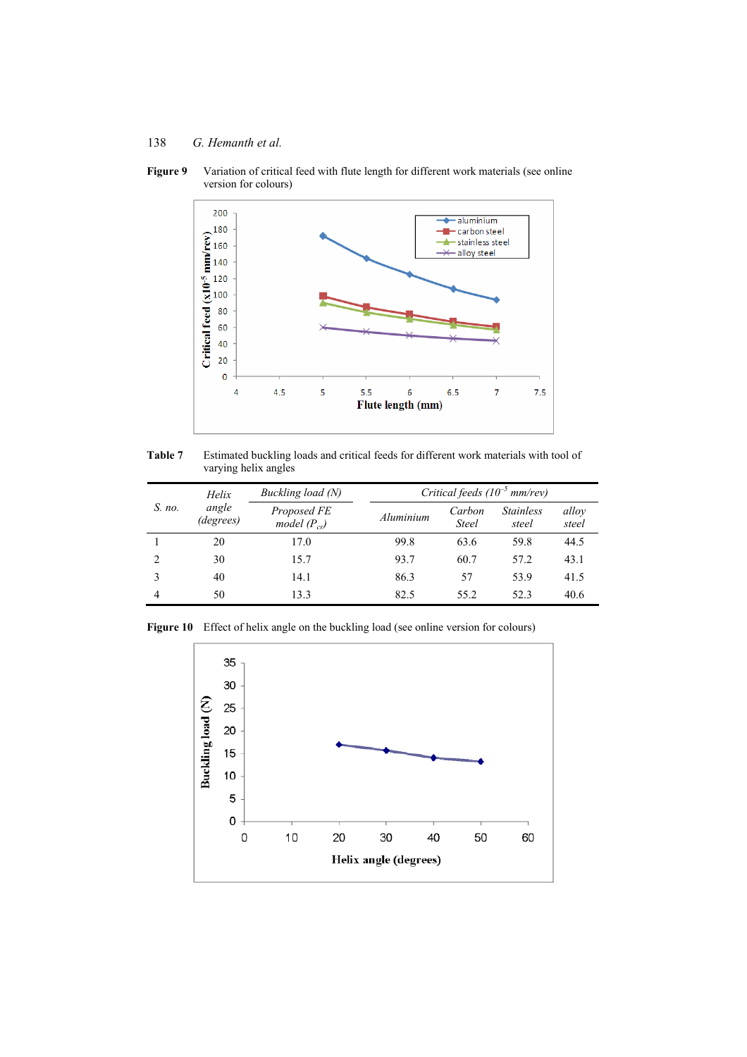**Figure 9** Variation of critical feed with flute length for different work materials (see online version for colours)

**Table 7** Estimated buckling loads and critical feeds for different work materials with tool of varying helix angles

| *S. no.* | *Helix angle (degrees)* | *Buckling load (N)* | *Critical feeds ($10^{-5}$ mm/rev)* | | | |
|---|---|---|---|---|---|---|
| | | *Proposed FE model ($P_{cr}$)* | *Aluminium* | *Carbon Steel* | *Stainless steel* | *alloy steel* |
| 1 | 20 | 17.0 | 99.8 | 63.6 | 59.8 | 44.5 |
| 2 | 30 | 15.7 | 93.7 | 60.7 | 57.2 | 43.1 |
| 3 | 40 | 14.1 | 86.3 | 57 | 53.9 | 41.5 |
| 4 | 50 | 13.3 | 82.5 | 55.2 | 52.3 | 40.6 |

**Figure 10** Effect of helix angle on the buckling load (see online version for colours)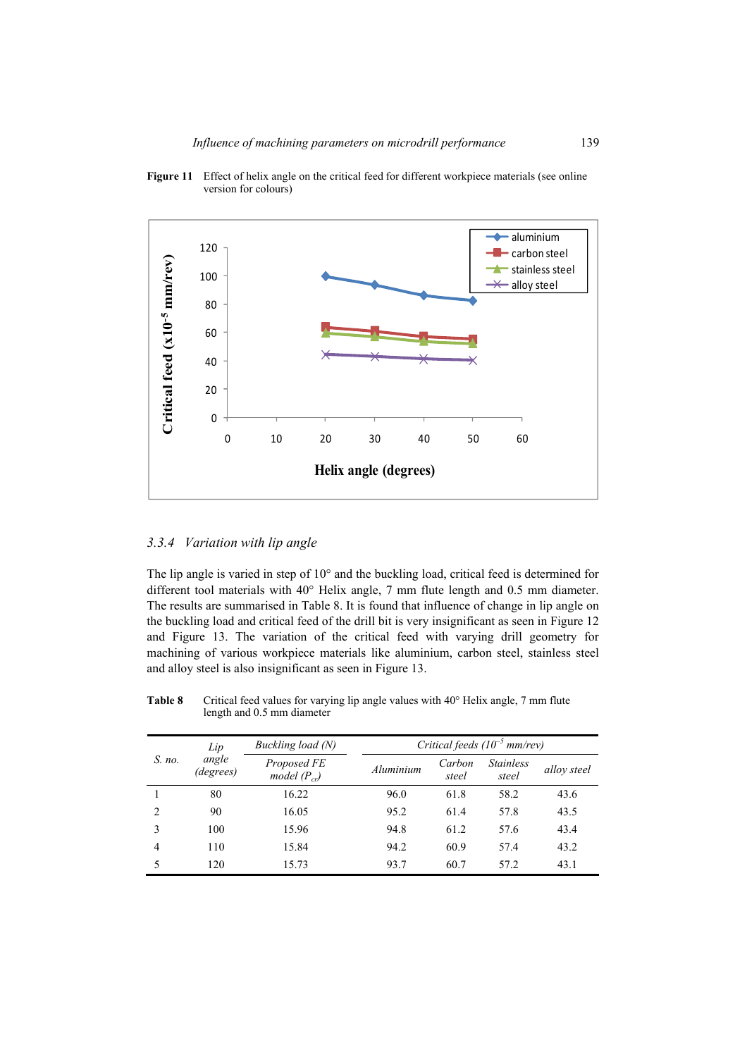**Figure 11** Effect of helix angle on the critical feed for different workpiece materials (see online version for colours)

### 3.3.4 *Variation with lip angle*

The lip angle is varied in step of 10° and the buckling load, critical feed is determined for different tool materials with 40° Helix angle, 7 mm flute length and 0.5 mm diameter. The results are summarised in Table 8. It is found that influence of change in lip angle on the buckling load and critical feed of the drill bit is very insignificant as seen in Figure 12 and Figure 13. The variation of the critical feed with varying drill geometry for machining of various workpiece materials like aluminium, carbon steel, stainless steel and alloy steel is also insignificant as seen in Figure 13.

**Table 8** Critical feed values for varying lip angle values with 40° Helix angle, 7 mm flute length and 0.5 mm diameter

| *S. no.* | *Lip angle (degrees)* | *Buckling load (N)* | *Critical feeds ($10^{-5}$ mm/rev)* | | | |
|---|---|---|---|---|---|---|
| | | *Proposed FE model ($P_{cr}$)* | *Aluminium* | *Carbon steel* | *Stainless steel* | *alloy steel* |
| 1 | 80 | 16.22 | 96.0 | 61.8 | 58.2 | 43.6 |
| 2 | 90 | 16.05 | 95.2 | 61.4 | 57.8 | 43.5 |
| 3 | 100 | 15.96 | 94.8 | 61.2 | 57.6 | 43.4 |
| 4 | 110 | 15.84 | 94.2 | 60.9 | 57.4 | 43.2 |
| 5 | 120 | 15.73 | 93.7 | 60.7 | 57.2 | 43.1 |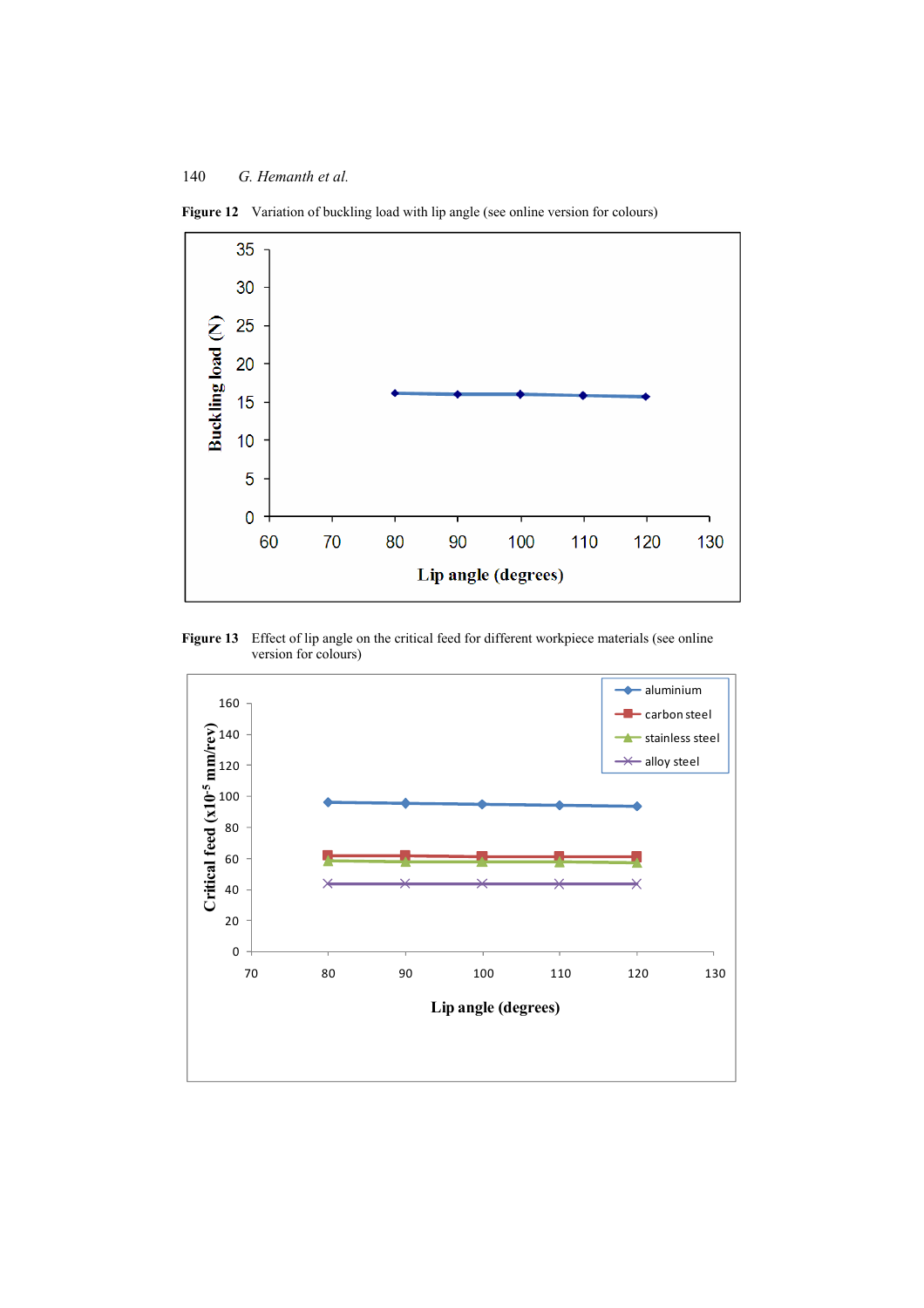**Figure 12** Variation of buckling load with lip angle (see online version for colours)

**Figure 13** Effect of lip angle on the critical feed for different workpiece materials (see online version for colours)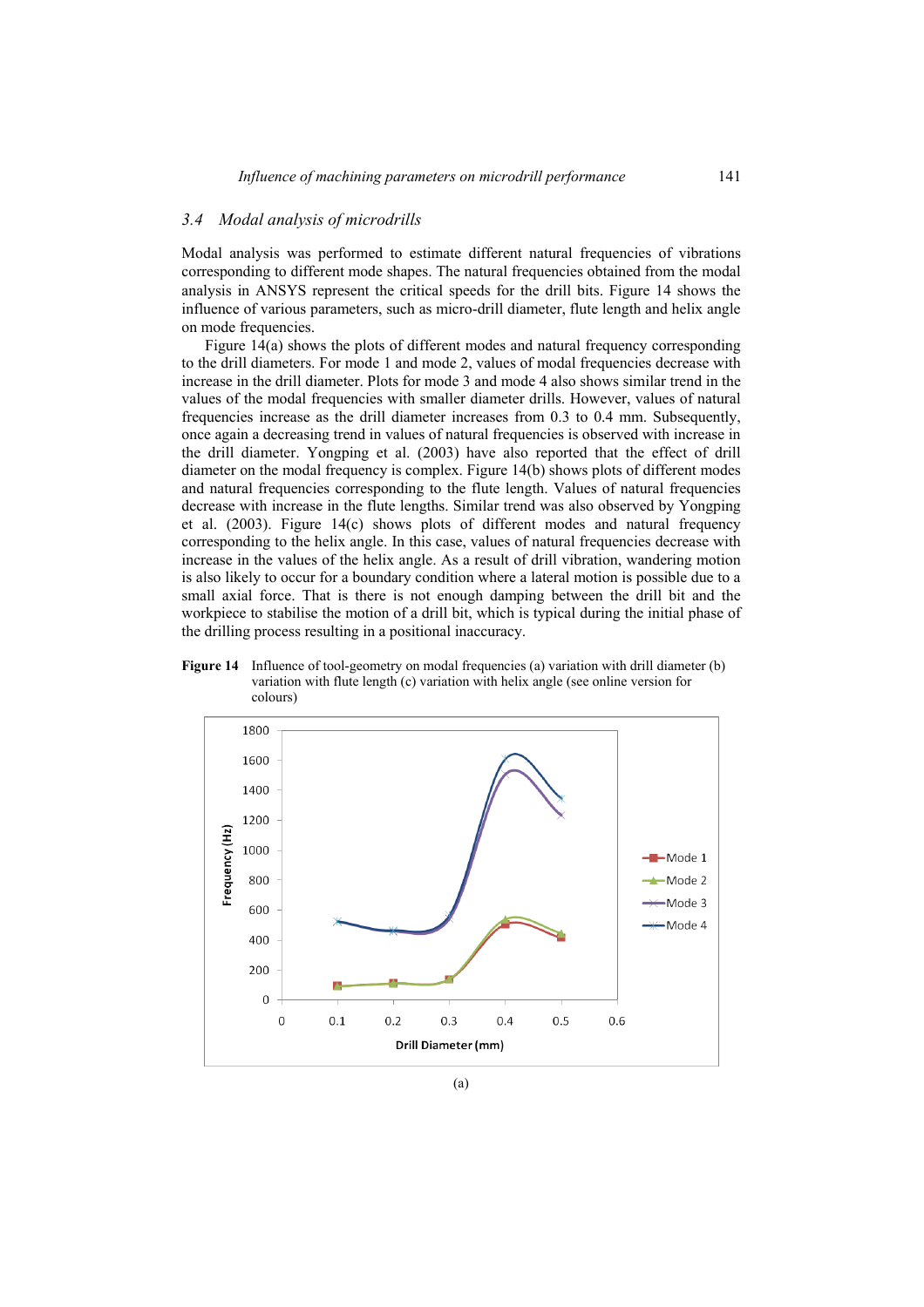### 3.4 Modal analysis of microdrills

Modal analysis was performed to estimate different natural frequencies of vibrations corresponding to different mode shapes. The natural frequencies obtained from the modal analysis in ANSYS represent the critical speeds for the drill bits. Figure 14 shows the influence of various parameters, such as micro-drill diameter, flute length and helix angle on mode frequencies.

Figure 14(a) shows the plots of different modes and natural frequency corresponding to the drill diameters. For mode 1 and mode 2, values of modal frequencies decrease with increase in the drill diameter. Plots for mode 3 and mode 4 also shows similar trend in the values of the modal frequencies with smaller diameter drills. However, values of natural frequencies increase as the drill diameter increases from 0.3 to 0.4 mm. Subsequently, once again a decreasing trend in values of natural frequencies is observed with increase in the drill diameter. Yongping et al. (2003) have also reported that the effect of drill diameter on the modal frequency is complex. Figure 14(b) shows plots of different modes and natural frequencies corresponding to the flute length. Values of natural frequencies decrease with increase in the flute lengths. Similar trend was also observed by Yongping et al. (2003). Figure 14(c) shows plots of different modes and natural frequency corresponding to the helix angle. In this case, values of natural frequencies decrease with increase in the values of the helix angle. As a result of drill vibration, wandering motion is also likely to occur for a boundary condition where a lateral motion is possible due to a small axial force. That is there is not enough damping between the drill bit and the workpiece to stabilise the motion of a drill bit, which is typical during the initial phase of the drilling process resulting in a positional inaccuracy.

**Figure 14** Influence of tool-geometry on modal frequencies (a) variation with drill diameter (b) variation with flute length (c) variation with helix angle (see online version for colours)

(a)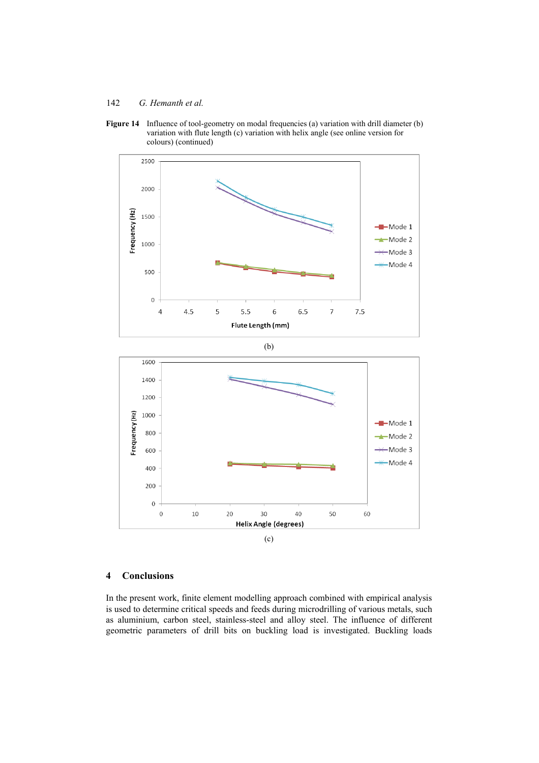**Figure 14** Influence of tool-geometry on modal frequencies (a) variation with drill diameter (b) variation with flute length (c) variation with helix angle (see online version for colours) (continued)

(b)

(c)

## 4 Conclusions

In the present work, finite element modelling approach combined with empirical analysis is used to determine critical speeds and feeds during microdrilling of various metals, such as aluminium, carbon steel, stainless-steel and alloy steel. The influence of different geometric parameters of drill bits on buckling load is investigated. Buckling loads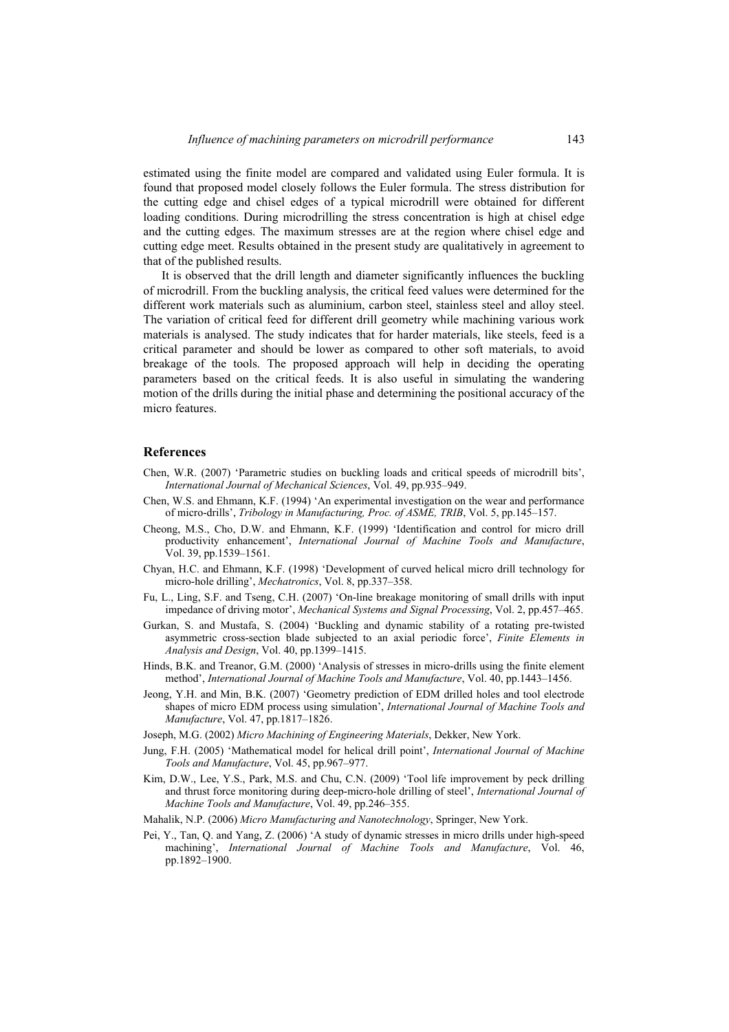estimated using the finite model are compared and validated using Euler formula. It is found that proposed model closely follows the Euler formula. The stress distribution for the cutting edge and chisel edges of a typical microdrill were obtained for different loading conditions. During microdrilling the stress concentration is high at chisel edge and the cutting edges. The maximum stresses are at the region where chisel edge and cutting edge meet. Results obtained in the present study are qualitatively in agreement to that of the published results.

It is observed that the drill length and diameter significantly influences the buckling of microdrill. From the buckling analysis, the critical feed values were determined for the different work materials such as aluminium, carbon steel, stainless steel and alloy steel. The variation of critical feed for different drill geometry while machining various work materials is analysed. The study indicates that for harder materials, like steels, feed is a critical parameter and should be lower as compared to other soft materials, to avoid breakage of the tools. The proposed approach will help in deciding the operating parameters based on the critical feeds. It is also useful in simulating the wandering motion of the drills during the initial phase and determining the positional accuracy of the micro features.

## References

Chen, W.R. (2007) 'Parametric studies on buckling loads and critical speeds of microdrill bits', *International Journal of Mechanical Sciences*, Vol. 49, pp.935–949.

Chen, W.S. and Ehmann, K.F. (1994) 'An experimental investigation on the wear and performance of micro-drills', *Tribology in Manufacturing, Proc. of ASME, TRIB*, Vol. 5, pp.145–157.

Cheong, M.S., Cho, D.W. and Ehmann, K.F. (1999) 'Identification and control for micro drill productivity enhancement', *International Journal of Machine Tools and Manufacture*, Vol. 39, pp.1539–1561.

Chyan, H.C. and Ehmann, K.F. (1998) 'Development of curved helical micro drill technology for micro-hole drilling', *Mechatronics*, Vol. 8, pp.337–358.

Fu, L., Ling, S.F. and Tseng, C.H. (2007) 'On-line breakage monitoring of small drills with input impedance of driving motor', *Mechanical Systems and Signal Processing*, Vol. 2, pp.457–465.

Gurkan, S. and Mustafa, S. (2004) 'Buckling and dynamic stability of a rotating pre-twisted asymmetric cross-section blade subjected to an axial periodic force', *Finite Elements in Analysis and Design*, Vol. 40, pp.1399–1415.

Hinds, B.K. and Treanor, G.M. (2000) 'Analysis of stresses in micro-drills using the finite element method', *International Journal of Machine Tools and Manufacture*, Vol. 40, pp.1443–1456.

Jeong, Y.H. and Min, B.K. (2007) 'Geometry prediction of EDM drilled holes and tool electrode shapes of micro EDM process using simulation', *International Journal of Machine Tools and Manufacture*, Vol. 47, pp.1817–1826.

Joseph, M.G. (2002) *Micro Machining of Engineering Materials*, Dekker, New York.

Jung, F.H. (2005) 'Mathematical model for helical drill point', *International Journal of Machine Tools and Manufacture*, Vol. 45, pp.967–977.

Kim, D.W., Lee, Y.S., Park, M.S. and Chu, C.N. (2009) 'Tool life improvement by peck drilling and thrust force monitoring during deep-micro-hole drilling of steel', *International Journal of Machine Tools and Manufacture*, Vol. 49, pp.246–355.

Mahalik, N.P. (2006) *Micro Manufacturing and Nanotechnology*, Springer, New York.

Pei, Y., Tan, Q. and Yang, Z. (2006) 'A study of dynamic stresses in micro drills under high-speed machining', *International Journal of Machine Tools and Manufacture*, Vol. 46, pp.1892–1900.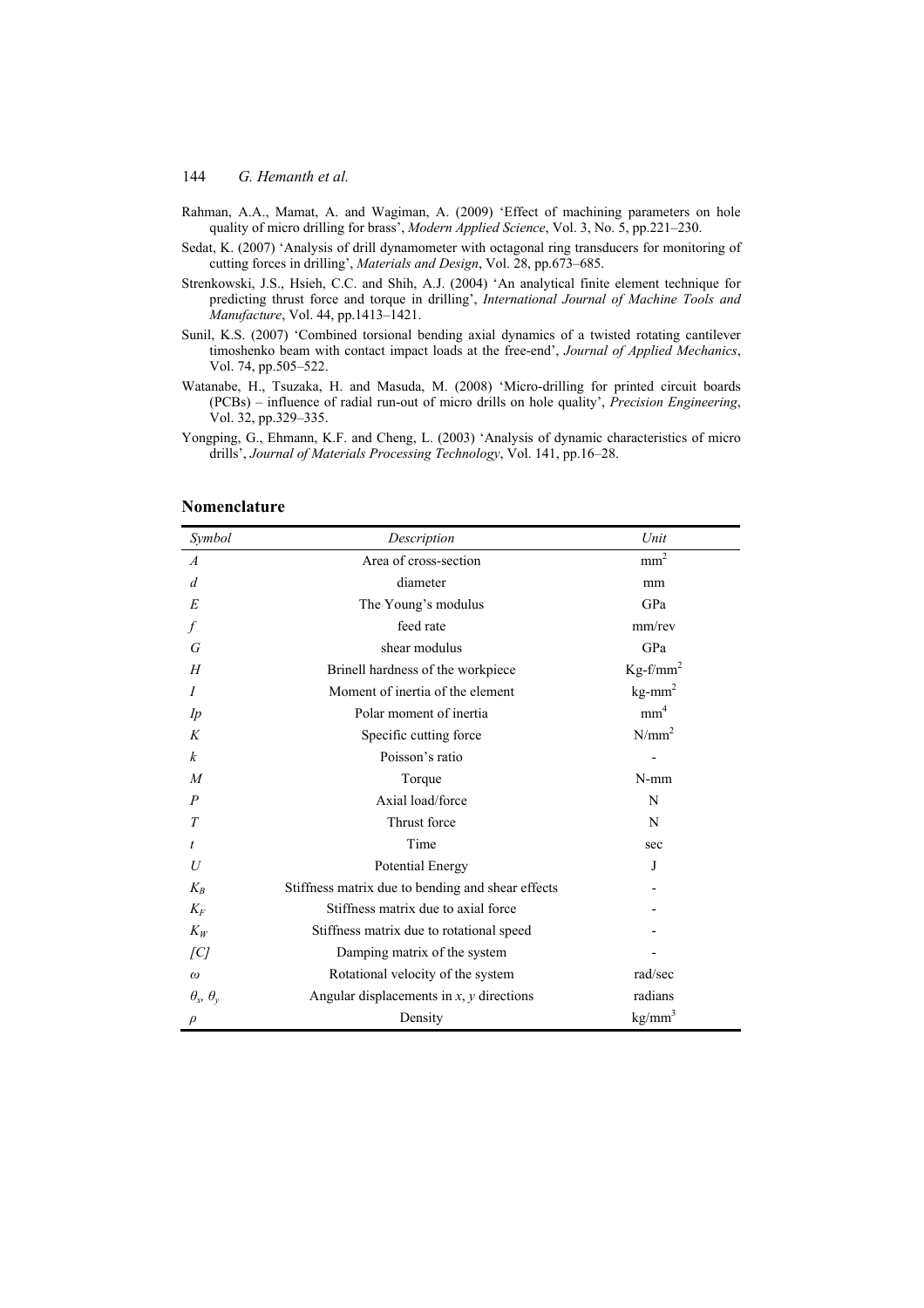Rahman, A.A., Mamat, A. and Wagiman, A. (2009) 'Effect of machining parameters on hole quality of micro drilling for brass', *Modern Applied Science*, Vol. 3, No. 5, pp.221–230.

Sedat, K. (2007) 'Analysis of drill dynamometer with octagonal ring transducers for monitoring of cutting forces in drilling', *Materials and Design*, Vol. 28, pp.673–685.

Strenkowski, J.S., Hsieh, C.C. and Shih, A.J. (2004) 'An analytical finite element technique for predicting thrust force and torque in drilling', *International Journal of Machine Tools and Manufacture*, Vol. 44, pp.1413–1421.

Sunil, K.S. (2007) 'Combined torsional bending axial dynamics of a twisted rotating cantilever timoshenko beam with contact impact loads at the free-end', *Journal of Applied Mechanics*, Vol. 74, pp.505–522.

Watanabe, H., Tsuzaka, H. and Masuda, M. (2008) 'Micro-drilling for printed circuit boards (PCBs) – influence of radial run-out of micro drills on hole quality', *Precision Engineering*, Vol. 32, pp.329–335.

Yongping, G., Ehmann, K.F. and Cheng, L. (2003) 'Analysis of dynamic characteristics of micro drills', *Journal of Materials Processing Technology*, Vol. 141, pp.16–28.

## Nomenclature

| *Symbol* | *Description* | *Unit* |
|---|---|---|
| $A$ | Area of cross-section | $mm^2$ |
| $d$ | diameter | mm |
| $E$ | The Young's modulus | GPa |
| $f$ | feed rate | mm/rev |
| $G$ | shear modulus | GPa |
| $H$ | Brinell hardness of the workpiece | $Kg\text{-}f/mm^2$ |
| $I$ | Moment of inertia of the element | $kg\text{-}mm^2$ |
| $Ip$ | Polar moment of inertia | $mm^4$ |
| $K$ | Specific cutting force | $N/mm^2$ |
| $k$ | Poisson's ratio | - |
| $M$ | Torque | N-mm |
| $P$ | Axial load/force | N |
| $T$ | Thrust force | N |
| $t$ | Time | sec |
| $U$ | Potential Energy | J |
| $K_B$ | Stiffness matrix due to bending and shear effects | - |
| $K_F$ | Stiffness matrix due to axial force | - |
| $K_W$ | Stiffness matrix due to rotational speed | - |
| $[C]$ | Damping matrix of the system | - |
| $\omega$ | Rotational velocity of the system | rad/sec |
| $\theta_x$, $\theta_y$ | Angular displacements in $x$, $y$ directions | radians |
| $\rho$ | Density | $kg/mm^3$ |